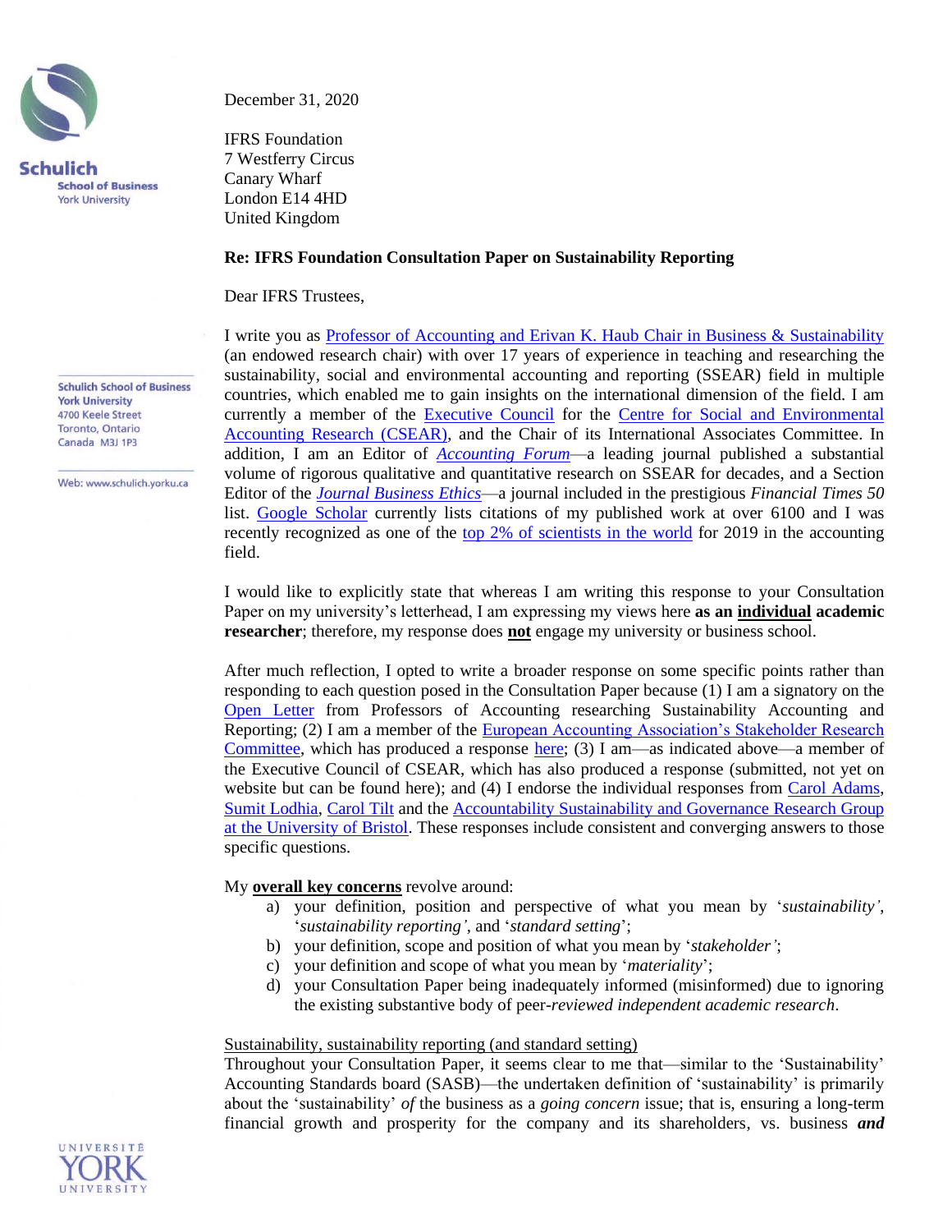Schulich School of Business
York University
4700 Keele Street
Toronto, Ontario
Canada M3J 1P3

Web: www.schulich.yorku.ca

December 31, 2020

IFRS Foundation
7 Westferry Circus
Canary Wharf
London E14 4HD
United Kingdom

**Re: IFRS Foundation Consultation Paper on Sustainability Reporting**

Dear IFRS Trustees,

I write you as Professor of Accounting and Erivan K. Haub Chair in Business & Sustainability (an endowed research chair) with over 17 years of experience in teaching and researching the sustainability, social and environmental accounting and reporting (SSEAR) field in multiple countries, which enabled me to gain insights on the international dimension of the field. I am currently a member of the Executive Council for the Centre for Social and Environmental Accounting Research (CSEAR), and the Chair of its International Associates Committee. In addition, I am an Editor of *Accounting Forum*—a leading journal published a substantial volume of rigorous qualitative and quantitative research on SSEAR for decades, and a Section Editor of the *Journal Business Ethics*—a journal included in the prestigious *Financial Times 50* list. Google Scholar currently lists citations of my published work at over 6100 and I was recently recognized as one of the top 2% of scientists in the world for 2019 in the accounting field.

I would like to explicitly state that whereas I am writing this response to your Consultation Paper on my university's letterhead, I am expressing my views here **as an <u>individual</u> academic researcher**; therefore, my response does <u>**not**</u> engage my university or business school.

After much reflection, I opted to write a broader response on some specific points rather than responding to each question posed in the Consultation Paper because (1) I am a signatory on the Open Letter from Professors of Accounting researching Sustainability Accounting and Reporting; (2) I am a member of the European Accounting Association's Stakeholder Research Committee, which has produced a response here; (3) I am—as indicated above—a member of the Executive Council of CSEAR, which has also produced a response (submitted, not yet on website but can be found here); and (4) I endorse the individual responses from Carol Adams, Sumit Lodhia, Carol Tilt and the Accountability Sustainability and Governance Research Group at the University of Bristol. These responses include consistent and converging answers to those specific questions.

My <u>**overall key concerns**</u> revolve around:

a) your definition, position and perspective of what you mean by '*sustainability'*, '*sustainability reporting'*, and '*standard setting*';
b) your definition, scope and position of what you mean by '*stakeholder'*;
c) your definition and scope of what you mean by '*materiality*';
d) your Consultation Paper being inadequately informed (misinformed) due to ignoring the existing substantive body of peer-*reviewed independent academic research*.

<u>Sustainability, sustainability reporting (and standard setting)</u>

Throughout your Consultation Paper, it seems clear to me that—similar to the 'Sustainability' Accounting Standards board (SASB)—the undertaken definition of 'sustainability' is primarily about the 'sustainability' *of* the business as a *going concern* issue; that is, ensuring a long-term financial growth and prosperity for the company and its shareholders, vs. business ***and***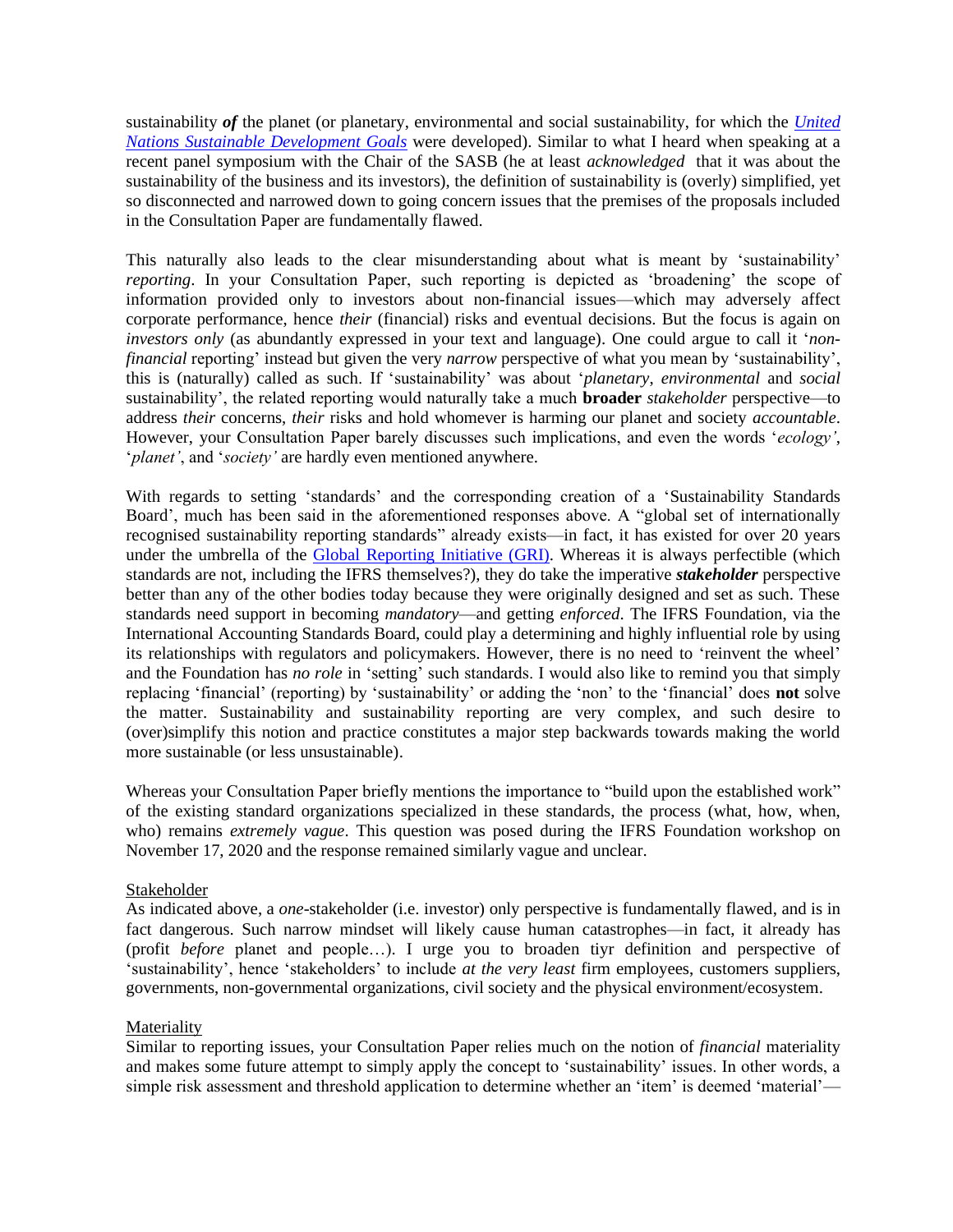sustainability ***of*** the planet (or planetary, environmental and social sustainability, for which the [*United Nations Sustainable Development Goals*](#) were developed). Similar to what I heard when speaking at a recent panel symposium with the Chair of the SASB (he at least *acknowledged* that it was about the sustainability of the business and its investors), the definition of sustainability is (overly) simplified, yet so disconnected and narrowed down to going concern issues that the premises of the proposals included in the Consultation Paper are fundamentally flawed.

This naturally also leads to the clear misunderstanding about what is meant by 'sustainability' *reporting*. In your Consultation Paper, such reporting is depicted as 'broadening' the scope of information provided only to investors about non-financial issues—which may adversely affect corporate performance, hence *their* (financial) risks and eventual decisions. But the focus is again on *investors only* (as abundantly expressed in your text and language). One could argue to call it '*non-financial* reporting' instead but given the very *narrow* perspective of what you mean by 'sustainability', this is (naturally) called as such. If 'sustainability' was about '*planetary*, *environmental* and *social* sustainability', the related reporting would naturally take a much **broader** *stakeholder* perspective—to address *their* concerns, *their* risks and hold whomever is harming our planet and society *accountable*. However, your Consultation Paper barely discusses such implications, and even the words '*ecology'*, '*planet'*, and '*society'* are hardly even mentioned anywhere.

With regards to setting 'standards' and the corresponding creation of a 'Sustainability Standards Board', much has been said in the aforementioned responses above. A "global set of internationally recognised sustainability reporting standards" already exists—in fact, it has existed for over 20 years under the umbrella of the [Global Reporting Initiative (GRI)](#). Whereas it is always perfectible (which standards are not, including the IFRS themselves?), they do take the imperative ***stakeholder*** perspective better than any of the other bodies today because they were originally designed and set as such. These standards need support in becoming *mandatory*—and getting *enforced*. The IFRS Foundation, via the International Accounting Standards Board, could play a determining and highly influential role by using its relationships with regulators and policymakers. However, there is no need to 'reinvent the wheel' and the Foundation has *no role* in 'setting' such standards. I would also like to remind you that simply replacing 'financial' (reporting) by 'sustainability' or adding the 'non' to the 'financial' does **not** solve the matter. Sustainability and sustainability reporting are very complex, and such desire to (over)simplify this notion and practice constitutes a major step backwards towards making the world more sustainable (or less unsustainable).

Whereas your Consultation Paper briefly mentions the importance to "build upon the established work" of the existing standard organizations specialized in these standards, the process (what, how, when, who) remains *extremely vague*. This question was posed during the IFRS Foundation workshop on November 17, 2020 and the response remained similarly vague and unclear.

<u>Stakeholder</u>

As indicated above, a *one*-stakeholder (i.e. investor) only perspective is fundamentally flawed, and is in fact dangerous. Such narrow mindset will likely cause human catastrophes—in fact, it already has (profit *before* planet and people…). I urge you to broaden tiyr definition and perspective of 'sustainability', hence 'stakeholders' to include *at the very least* firm employees, customers suppliers, governments, non-governmental organizations, civil society and the physical environment/ecosystem.

<u>Materiality</u>

Similar to reporting issues, your Consultation Paper relies much on the notion of *financial* materiality and makes some future attempt to simply apply the concept to 'sustainability' issues. In other words, a simple risk assessment and threshold application to determine whether an 'item' is deemed 'material'—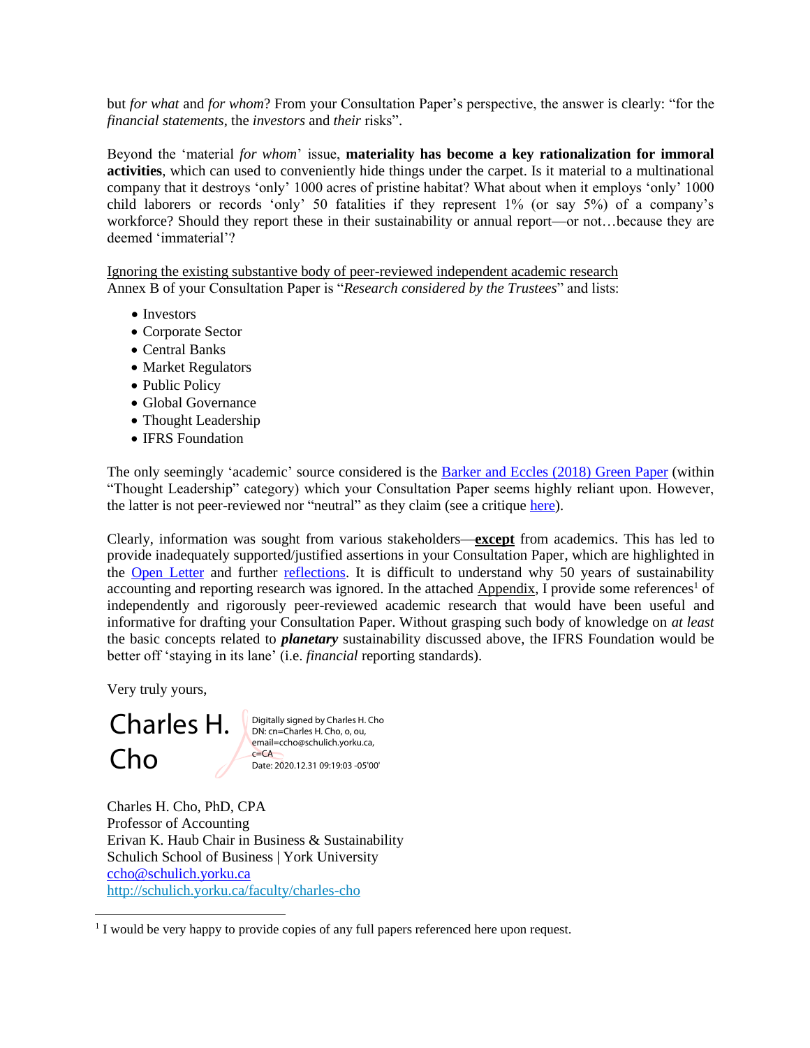but *for what* and *for whom*? From your Consultation Paper's perspective, the answer is clearly: "for the *financial statements*, the *investors* and *their* risks".

Beyond the 'material *for whom*' issue, **materiality has become a key rationalization for immoral activities**, which can used to conveniently hide things under the carpet. Is it material to a multinational company that it destroys 'only' 1000 acres of pristine habitat? What about when it employs 'only' 1000 child laborers or records 'only' 50 fatalities if they represent 1% (or say 5%) of a company's workforce? Should they report these in their sustainability or annual report—or not…because they are deemed 'immaterial'?

<u>Ignoring the existing substantive body of peer-reviewed independent academic research</u>
Annex B of your Consultation Paper is "*Research considered by the Trustees*" and lists:

- Investors
- Corporate Sector
- Central Banks
- Market Regulators
- Public Policy
- Global Governance
- Thought Leadership
- IFRS Foundation

The only seemingly 'academic' source considered is the Barker and Eccles (2018) Green Paper (within "Thought Leadership" category) which your Consultation Paper seems highly reliant upon. However, the latter is not peer-reviewed nor "neutral" as they claim (see a critique here).

Clearly, information was sought from various stakeholders—***<u>except</u>*** from academics. This has led to provide inadequately supported/justified assertions in your Consultation Paper, which are highlighted in the Open Letter and further reflections. It is difficult to understand why 50 years of sustainability accounting and reporting research was ignored. In the attached <u>Appendix</u>, I provide some references[1] of independently and rigorously peer-reviewed academic research that would have been useful and informative for drafting your Consultation Paper. Without grasping such body of knowledge on *at least* the basic concepts related to ***planetary*** sustainability discussed above, the IFRS Foundation would be better off 'staying in its lane' (i.e. *financial* reporting standards).

Very truly yours,

Charles H. Cho
Digitally signed by Charles H. Cho
DN: cn=Charles H. Cho, o, ou, email=ccho@schulich.yorku.ca, c=CA
Date: 2020.12.31 09:19:03 -05'00'

Charles H. Cho, PhD, CPA
Professor of Accounting
Erivan K. Haub Chair in Business & Sustainability
Schulich School of Business | York University
ccho@schulich.yorku.ca
http://schulich.yorku.ca/faculty/charles-cho

[1] I would be very happy to provide copies of any full papers referenced here upon request.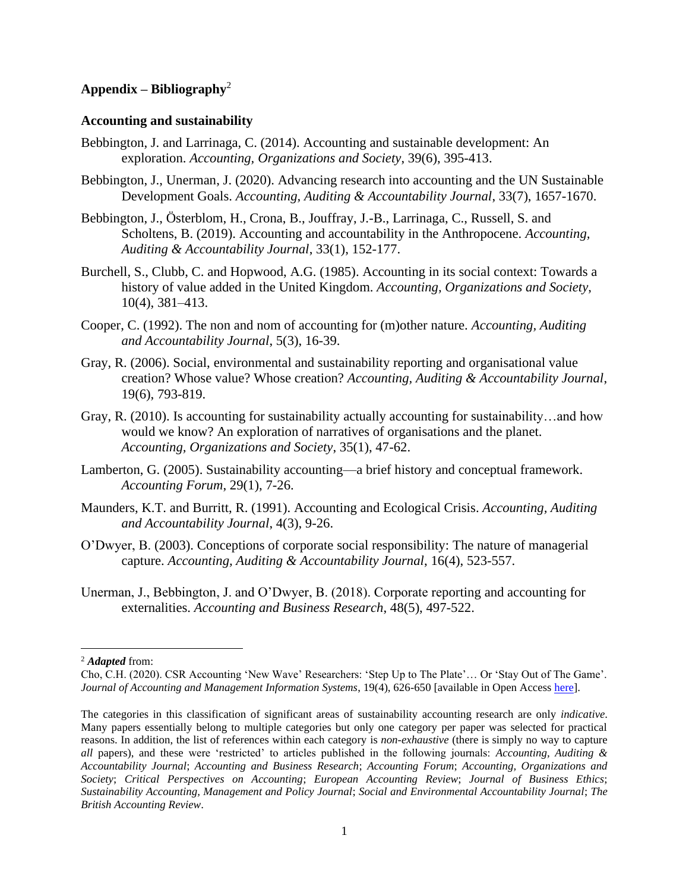## Appendix – Bibliography[2]

### Accounting and sustainability

Bebbington, J. and Larrinaga, C. (2014). Accounting and sustainable development: An exploration. *Accounting, Organizations and Society*, 39(6), 395-413.

Bebbington, J., Unerman, J. (2020). Advancing research into accounting and the UN Sustainable Development Goals. *Accounting, Auditing & Accountability Journal*, 33(7), 1657-1670.

Bebbington, J., Österblom, H., Crona, B., Jouffray, J.-B., Larrinaga, C., Russell, S. and Scholtens, B. (2019). Accounting and accountability in the Anthropocene. *Accounting, Auditing & Accountability Journal*, 33(1), 152-177.

Burchell, S., Clubb, C. and Hopwood, A.G. (1985). Accounting in its social context: Towards a history of value added in the United Kingdom. *Accounting, Organizations and Society*, 10(4), 381–413.

Cooper, C. (1992). The non and nom of accounting for (m)other nature. *Accounting, Auditing and Accountability Journal*, 5(3), 16-39.

Gray, R. (2006). Social, environmental and sustainability reporting and organisational value creation? Whose value? Whose creation? *Accounting, Auditing & Accountability Journal*, 19(6), 793-819.

Gray, R. (2010). Is accounting for sustainability actually accounting for sustainability…and how would we know? An exploration of narratives of organisations and the planet. *Accounting, Organizations and Society*, 35(1), 47-62.

Lamberton, G. (2005). Sustainability accounting—a brief history and conceptual framework. *Accounting Forum*, 29(1), 7-26.

Maunders, K.T. and Burritt, R. (1991). Accounting and Ecological Crisis. *Accounting, Auditing and Accountability Journal*, 4(3), 9-26.

O'Dwyer, B. (2003). Conceptions of corporate social responsibility: The nature of managerial capture. *Accounting, Auditing & Accountability Journal*, 16(4), 523-557.

Unerman, J., Bebbington, J. and O'Dwyer, B. (2018). Corporate reporting and accounting for externalities. *Accounting and Business Research*, 48(5), 497-522.

---

[2] ***Adapted*** from:
Cho, C.H. (2020). CSR Accounting 'New Wave' Researchers: 'Step Up to The Plate'… Or 'Stay Out of The Game'. *Journal of Accounting and Management Information Systems*, 19(4), 626-650 [available in Open Access here].

The categories in this classification of significant areas of sustainability accounting research are only *indicative*. Many papers essentially belong to multiple categories but only one category per paper was selected for practical reasons. In addition, the list of references within each category is *non-exhaustive* (there is simply no way to capture *all* papers), and these were 'restricted' to articles published in the following journals: *Accounting, Auditing & Accountability Journal*; *Accounting and Business Research*; *Accounting Forum*; *Accounting, Organizations and Society*; *Critical Perspectives on Accounting*; *European Accounting Review*; *Journal of Business Ethics*; *Sustainability Accounting, Management and Policy Journal*; *Social and Environmental Accountability Journal*; *The British Accounting Review*.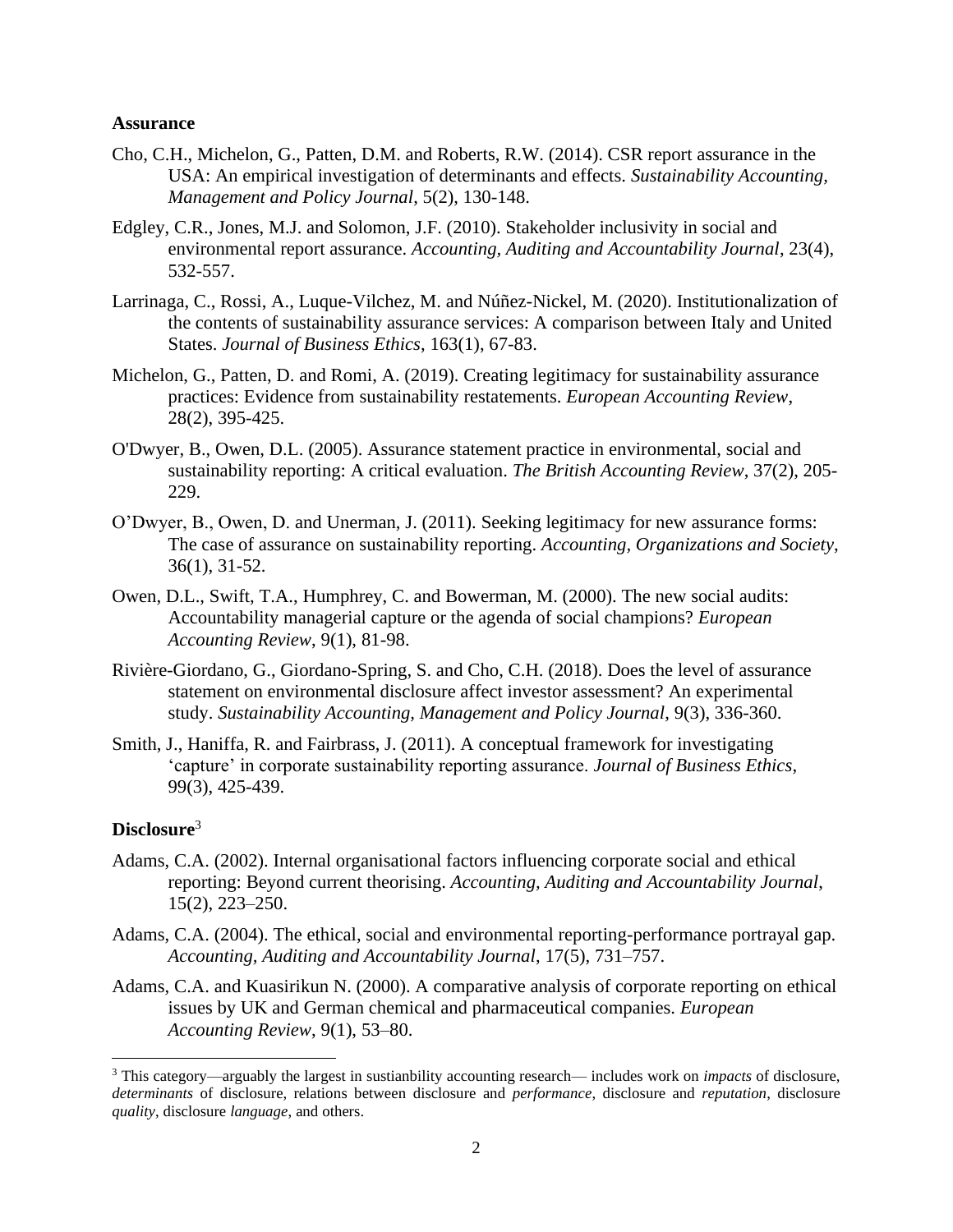### Assurance

Cho, C.H., Michelon, G., Patten, D.M. and Roberts, R.W. (2014). CSR report assurance in the USA: An empirical investigation of determinants and effects. *Sustainability Accounting, Management and Policy Journal*, 5(2), 130-148.

Edgley, C.R., Jones, M.J. and Solomon, J.F. (2010). Stakeholder inclusivity in social and environmental report assurance. *Accounting, Auditing and Accountability Journal*, 23(4), 532-557.

Larrinaga, C., Rossi, A., Luque-Vilchez, M. and Núñez-Nickel, M. (2020). Institutionalization of the contents of sustainability assurance services: A comparison between Italy and United States. *Journal of Business Ethics*, 163(1), 67-83.

Michelon, G., Patten, D. and Romi, A. (2019). Creating legitimacy for sustainability assurance practices: Evidence from sustainability restatements. *European Accounting Review*, 28(2), 395-425.

O'Dwyer, B., Owen, D.L. (2005). Assurance statement practice in environmental, social and sustainability reporting: A critical evaluation. *The British Accounting Review*, 37(2), 205-229.

O'Dwyer, B., Owen, D. and Unerman, J. (2011). Seeking legitimacy for new assurance forms: The case of assurance on sustainability reporting. *Accounting, Organizations and Society*, 36(1), 31-52.

Owen, D.L., Swift, T.A., Humphrey, C. and Bowerman, M. (2000). The new social audits: Accountability managerial capture or the agenda of social champions? *European Accounting Review*, 9(1), 81-98.

Rivière-Giordano, G., Giordano-Spring, S. and Cho, C.H. (2018). Does the level of assurance statement on environmental disclosure affect investor assessment? An experimental study. *Sustainability Accounting, Management and Policy Journal*, 9(3), 336-360.

Smith, J., Haniffa, R. and Fairbrass, J. (2011). A conceptual framework for investigating 'capture' in corporate sustainability reporting assurance. *Journal of Business Ethics*, 99(3), 425-439.

### Disclosure[3]

Adams, C.A. (2002). Internal organisational factors influencing corporate social and ethical reporting: Beyond current theorising. *Accounting, Auditing and Accountability Journal*, 15(2), 223–250.

Adams, C.A. (2004). The ethical, social and environmental reporting-performance portrayal gap. *Accounting, Auditing and Accountability Journal*, 17(5), 731–757.

Adams, C.A. and Kuasirikun N. (2000). A comparative analysis of corporate reporting on ethical issues by UK and German chemical and pharmaceutical companies. *European Accounting Review*, 9(1), 53–80.

---

[3] This category—arguably the largest in sustianbility accounting research— includes work on *impacts* of disclosure, *determinants* of disclosure, relations between disclosure and *performance*, disclosure and *reputation*, disclosure *quality*, disclosure *language*, and others.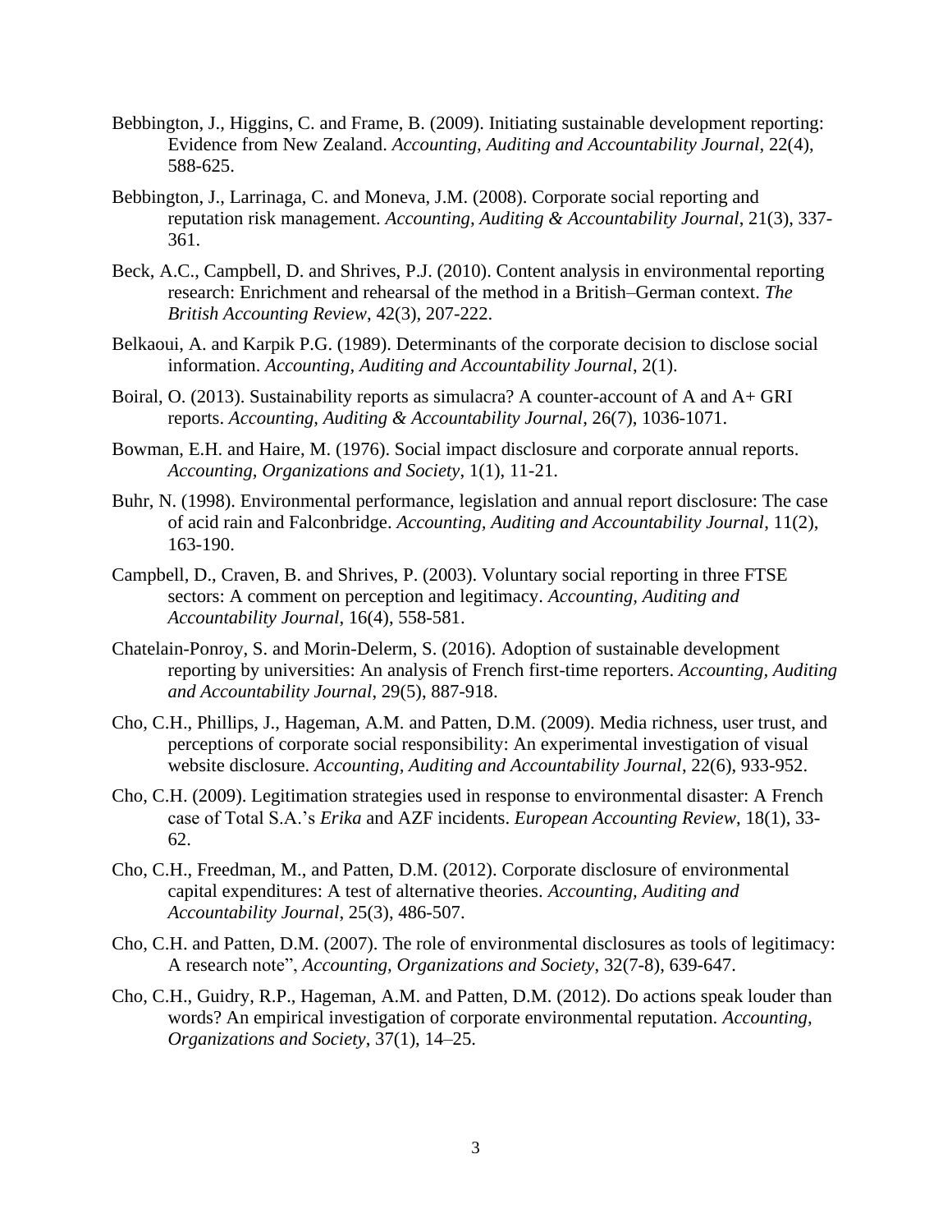Bebbington, J., Higgins, C. and Frame, B. (2009). Initiating sustainable development reporting: Evidence from New Zealand. *Accounting, Auditing and Accountability Journal*, 22(4), 588-625.

Bebbington, J., Larrinaga, C. and Moneva, J.M. (2008). Corporate social reporting and reputation risk management. *Accounting, Auditing & Accountability Journal*, 21(3), 337-361.

Beck, A.C., Campbell, D. and Shrives, P.J. (2010). Content analysis in environmental reporting research: Enrichment and rehearsal of the method in a British–German context. *The British Accounting Review*, 42(3), 207-222.

Belkaoui, A. and Karpik P.G. (1989). Determinants of the corporate decision to disclose social information. *Accounting, Auditing and Accountability Journal*, 2(1).

Boiral, O. (2013). Sustainability reports as simulacra? A counter-account of A and A+ GRI reports. *Accounting, Auditing & Accountability Journal*, 26(7), 1036-1071.

Bowman, E.H. and Haire, M. (1976). Social impact disclosure and corporate annual reports. *Accounting, Organizations and Society*, 1(1), 11-21.

Buhr, N. (1998). Environmental performance, legislation and annual report disclosure: The case of acid rain and Falconbridge. *Accounting, Auditing and Accountability Journal*, 11(2), 163-190.

Campbell, D., Craven, B. and Shrives, P. (2003). Voluntary social reporting in three FTSE sectors: A comment on perception and legitimacy. *Accounting, Auditing and Accountability Journal*, 16(4), 558-581.

Chatelain-Ponroy, S. and Morin-Delerm, S. (2016). Adoption of sustainable development reporting by universities: An analysis of French first-time reporters. *Accounting, Auditing and Accountability Journal*, 29(5), 887-918.

Cho, C.H., Phillips, J., Hageman, A.M. and Patten, D.M. (2009). Media richness, user trust, and perceptions of corporate social responsibility: An experimental investigation of visual website disclosure. *Accounting, Auditing and Accountability Journal*, 22(6), 933-952.

Cho, C.H. (2009). Legitimation strategies used in response to environmental disaster: A French case of Total S.A.'s *Erika* and AZF incidents. *European Accounting Review*, 18(1), 33-62.

Cho, C.H., Freedman, M., and Patten, D.M. (2012). Corporate disclosure of environmental capital expenditures: A test of alternative theories. *Accounting, Auditing and Accountability Journal*, 25(3), 486-507.

Cho, C.H. and Patten, D.M. (2007). The role of environmental disclosures as tools of legitimacy: A research note", *Accounting, Organizations and Society*, 32(7-8), 639-647.

Cho, C.H., Guidry, R.P., Hageman, A.M. and Patten, D.M. (2012). Do actions speak louder than words? An empirical investigation of corporate environmental reputation. *Accounting, Organizations and Society*, 37(1), 14–25.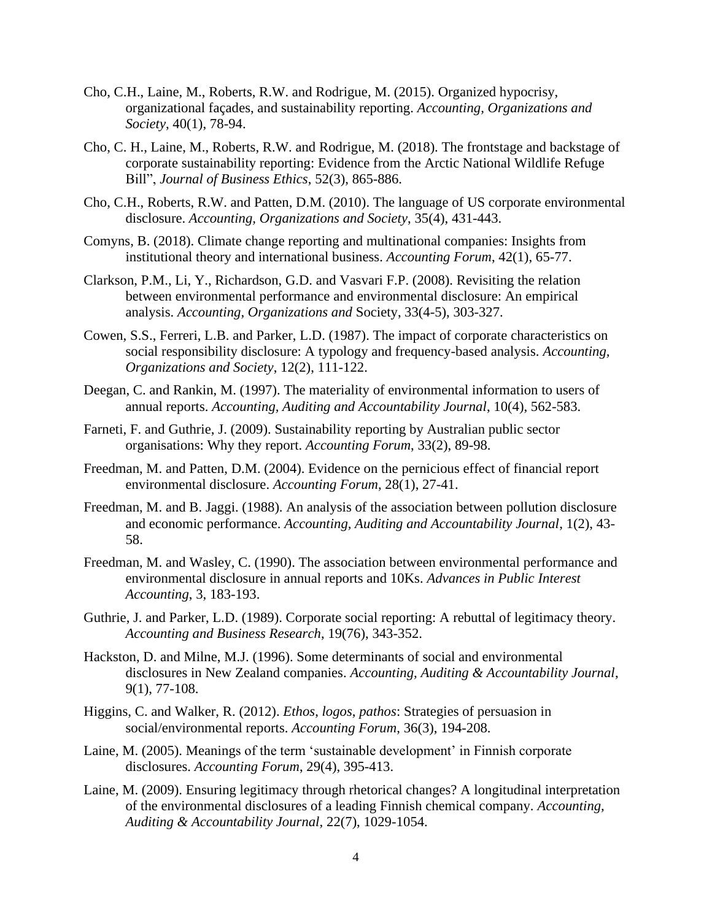Cho, C.H., Laine, M., Roberts, R.W. and Rodrigue, M. (2015). Organized hypocrisy, organizational façades, and sustainability reporting. *Accounting, Organizations and Society*, 40(1), 78-94.

Cho, C. H., Laine, M., Roberts, R.W. and Rodrigue, M. (2018). The frontstage and backstage of corporate sustainability reporting: Evidence from the Arctic National Wildlife Refuge Bill", *Journal of Business Ethics*, 52(3), 865-886.

Cho, C.H., Roberts, R.W. and Patten, D.M. (2010). The language of US corporate environmental disclosure. *Accounting, Organizations and Society*, 35(4), 431-443.

Comyns, B. (2018). Climate change reporting and multinational companies: Insights from institutional theory and international business. *Accounting Forum*, 42(1), 65-77.

Clarkson, P.M., Li, Y., Richardson, G.D. and Vasvari F.P. (2008). Revisiting the relation between environmental performance and environmental disclosure: An empirical analysis. *Accounting, Organizations and* Society, 33(4-5), 303-327.

Cowen, S.S., Ferreri, L.B. and Parker, L.D. (1987). The impact of corporate characteristics on social responsibility disclosure: A typology and frequency-based analysis. *Accounting, Organizations and Society*, 12(2), 111-122.

Deegan, C. and Rankin, M. (1997). The materiality of environmental information to users of annual reports. *Accounting, Auditing and Accountability Journal*, 10(4), 562-583.

Farneti, F. and Guthrie, J. (2009). Sustainability reporting by Australian public sector organisations: Why they report. *Accounting Forum*, 33(2), 89-98.

Freedman, M. and Patten, D.M. (2004). Evidence on the pernicious effect of financial report environmental disclosure. *Accounting Forum*, 28(1), 27-41.

Freedman, M. and B. Jaggi. (1988). An analysis of the association between pollution disclosure and economic performance. *Accounting, Auditing and Accountability Journal*, 1(2), 43-58.

Freedman, M. and Wasley, C. (1990). The association between environmental performance and environmental disclosure in annual reports and 10Ks. *Advances in Public Interest Accounting*, 3, 183-193.

Guthrie, J. and Parker, L.D. (1989). Corporate social reporting: A rebuttal of legitimacy theory. *Accounting and Business Research*, 19(76), 343-352.

Hackston, D. and Milne, M.J. (1996). Some determinants of social and environmental disclosures in New Zealand companies. *Accounting, Auditing & Accountability Journal*, 9(1), 77-108.

Higgins, C. and Walker, R. (2012). *Ethos*, *logos*, *pathos*: Strategies of persuasion in social/environmental reports. *Accounting Forum*, 36(3), 194-208.

Laine, M. (2005). Meanings of the term 'sustainable development' in Finnish corporate disclosures. *Accounting Forum*, 29(4), 395-413.

Laine, M. (2009). Ensuring legitimacy through rhetorical changes? A longitudinal interpretation of the environmental disclosures of a leading Finnish chemical company. *Accounting, Auditing & Accountability Journal*, 22(7), 1029-1054.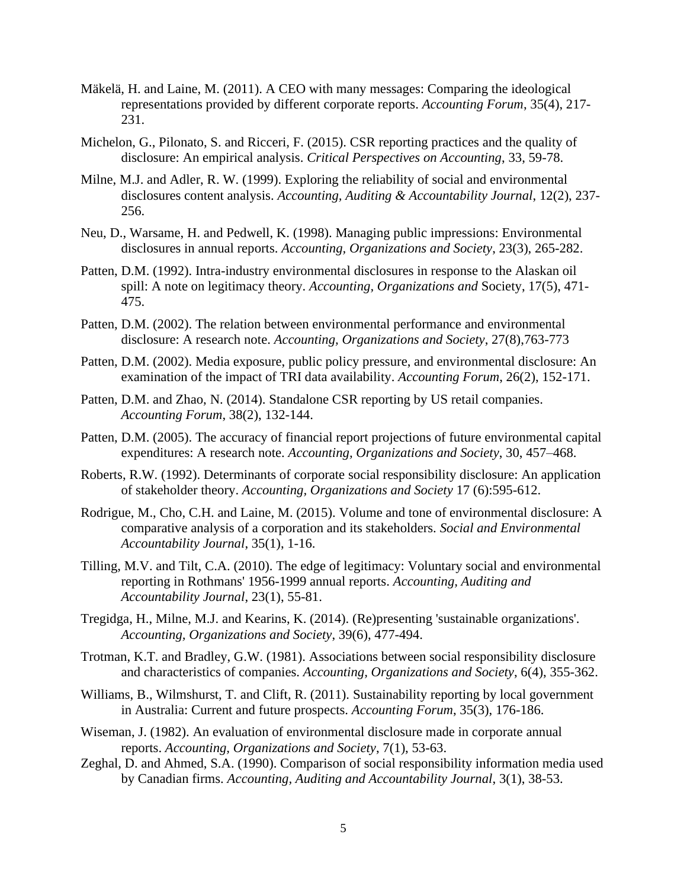Mäkelä, H. and Laine, M. (2011). A CEO with many messages: Comparing the ideological representations provided by different corporate reports. *Accounting Forum*, 35(4), 217-231.

Michelon, G., Pilonato, S. and Ricceri, F. (2015). CSR reporting practices and the quality of disclosure: An empirical analysis. *Critical Perspectives on Accounting*, 33, 59-78.

Milne, M.J. and Adler, R. W. (1999). Exploring the reliability of social and environmental disclosures content analysis. *Accounting, Auditing & Accountability Journal*, 12(2), 237-256.

Neu, D., Warsame, H. and Pedwell, K. (1998). Managing public impressions: Environmental disclosures in annual reports. *Accounting, Organizations and Society*, 23(3), 265-282.

Patten, D.M. (1992). Intra-industry environmental disclosures in response to the Alaskan oil spill: A note on legitimacy theory. *Accounting, Organizations and* Society, 17(5), 471-475.

Patten, D.M. (2002). The relation between environmental performance and environmental disclosure: A research note. *Accounting, Organizations and Society*, 27(8),763-773

Patten, D.M. (2002). Media exposure, public policy pressure, and environmental disclosure: An examination of the impact of TRI data availability. *Accounting Forum*, 26(2), 152-171.

Patten, D.M. and Zhao, N. (2014). Standalone CSR reporting by US retail companies. *Accounting Forum*, 38(2), 132-144.

Patten, D.M. (2005). The accuracy of financial report projections of future environmental capital expenditures: A research note. *Accounting, Organizations and Society*, 30, 457–468.

Roberts, R.W. (1992). Determinants of corporate social responsibility disclosure: An application of stakeholder theory. *Accounting, Organizations and Society* 17 (6):595-612.

Rodrigue, M., Cho, C.H. and Laine, M. (2015). Volume and tone of environmental disclosure: A comparative analysis of a corporation and its stakeholders. *Social and Environmental Accountability Journal*, 35(1), 1-16.

Tilling, M.V. and Tilt, C.A. (2010). The edge of legitimacy: Voluntary social and environmental reporting in Rothmans' 1956-1999 annual reports. *Accounting, Auditing and Accountability Journal*, 23(1), 55-81.

Tregidga, H., Milne, M.J. and Kearins, K. (2014). (Re)presenting 'sustainable organizations'. *Accounting, Organizations and Society*, 39(6), 477-494.

Trotman, K.T. and Bradley, G.W. (1981). Associations between social responsibility disclosure and characteristics of companies. *Accounting, Organizations and Society*, 6(4), 355-362.

Williams, B., Wilmshurst, T. and Clift, R. (2011). Sustainability reporting by local government in Australia: Current and future prospects. *Accounting Forum*, 35(3), 176-186.

Wiseman, J. (1982). An evaluation of environmental disclosure made in corporate annual reports. *Accounting, Organizations and Society*, 7(1), 53-63.

Zeghal, D. and Ahmed, S.A. (1990). Comparison of social responsibility information media used by Canadian firms. *Accounting, Auditing and Accountability Journal*, 3(1), 38-53.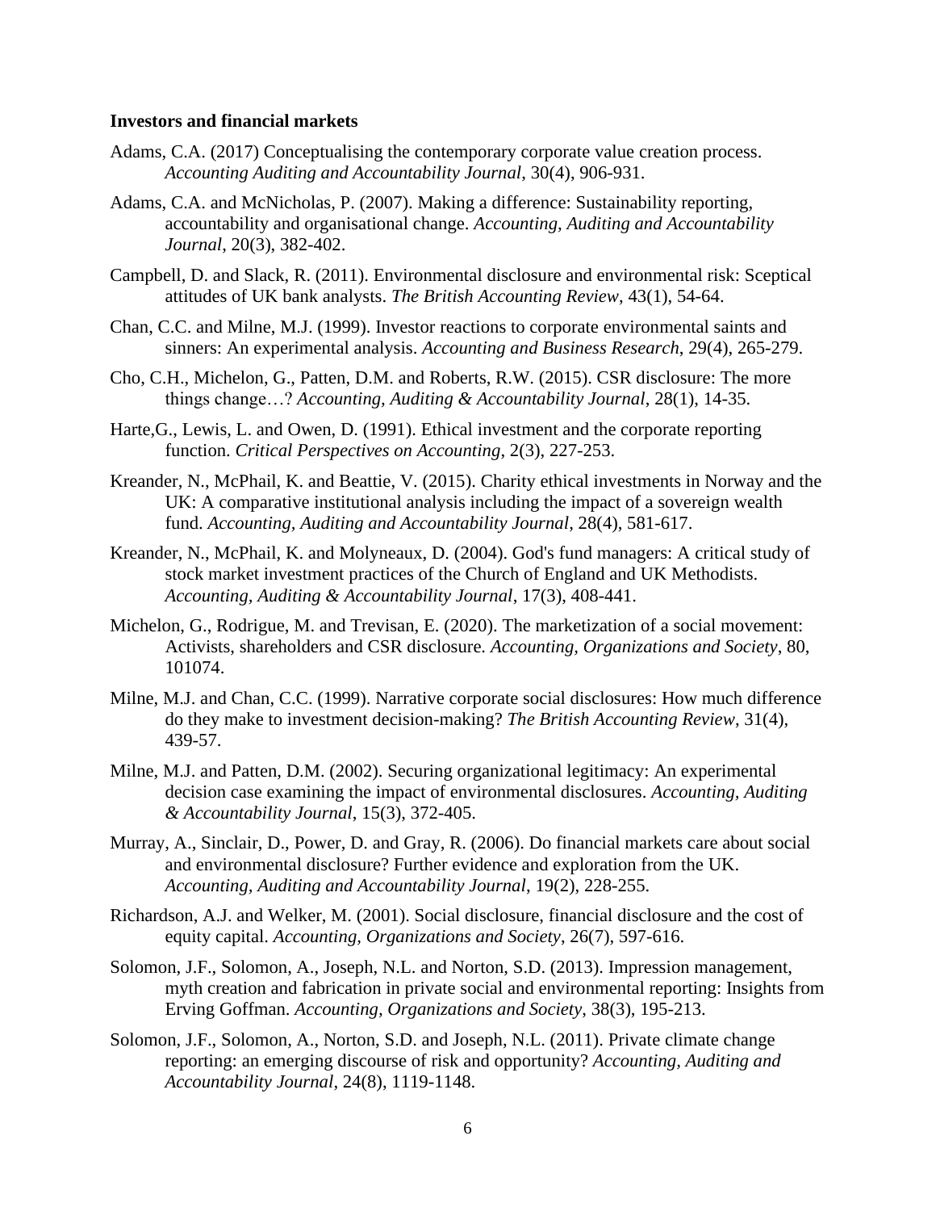**Investors and financial markets**

Adams, C.A. (2017) Conceptualising the contemporary corporate value creation process. *Accounting Auditing and Accountability Journal*, 30(4), 906-931.

Adams, C.A. and McNicholas, P. (2007). Making a difference: Sustainability reporting, accountability and organisational change. *Accounting, Auditing and Accountability Journal*, 20(3), 382-402.

Campbell, D. and Slack, R. (2011). Environmental disclosure and environmental risk: Sceptical attitudes of UK bank analysts. *The British Accounting Review*, 43(1), 54-64.

Chan, C.C. and Milne, M.J. (1999). Investor reactions to corporate environmental saints and sinners: An experimental analysis. *Accounting and Business Research*, 29(4), 265-279.

Cho, C.H., Michelon, G., Patten, D.M. and Roberts, R.W. (2015). CSR disclosure: The more things change…? *Accounting, Auditing & Accountability Journal*, 28(1), 14-35.

Harte,G., Lewis, L. and Owen, D. (1991). Ethical investment and the corporate reporting function. *Critical Perspectives on Accounting*, 2(3), 227-253.

Kreander, N., McPhail, K. and Beattie, V. (2015). Charity ethical investments in Norway and the UK: A comparative institutional analysis including the impact of a sovereign wealth fund. *Accounting, Auditing and Accountability Journal*, 28(4), 581-617.

Kreander, N., McPhail, K. and Molyneaux, D. (2004). God's fund managers: A critical study of stock market investment practices of the Church of England and UK Methodists. *Accounting, Auditing & Accountability Journal*, 17(3), 408-441.

Michelon, G., Rodrigue, M. and Trevisan, E. (2020). The marketization of a social movement: Activists, shareholders and CSR disclosure. *Accounting, Organizations and Society*, 80, 101074.

Milne, M.J. and Chan, C.C. (1999). Narrative corporate social disclosures: How much difference do they make to investment decision-making? *The British Accounting Review*, 31(4), 439-57.

Milne, M.J. and Patten, D.M. (2002). Securing organizational legitimacy: An experimental decision case examining the impact of environmental disclosures. *Accounting, Auditing & Accountability Journal*, 15(3), 372-405.

Murray, A., Sinclair, D., Power, D. and Gray, R. (2006). Do financial markets care about social and environmental disclosure? Further evidence and exploration from the UK. *Accounting, Auditing and Accountability Journal*, 19(2), 228-255.

Richardson, A.J. and Welker, M. (2001). Social disclosure, financial disclosure and the cost of equity capital. *Accounting, Organizations and Society*, 26(7), 597-616.

Solomon, J.F., Solomon, A., Joseph, N.L. and Norton, S.D. (2013). Impression management, myth creation and fabrication in private social and environmental reporting: Insights from Erving Goffman. *Accounting, Organizations and Society*, 38(3), 195-213.

Solomon, J.F., Solomon, A., Norton, S.D. and Joseph, N.L. (2011). Private climate change reporting: an emerging discourse of risk and opportunity? *Accounting, Auditing and Accountability Journal*, 24(8), 1119-1148.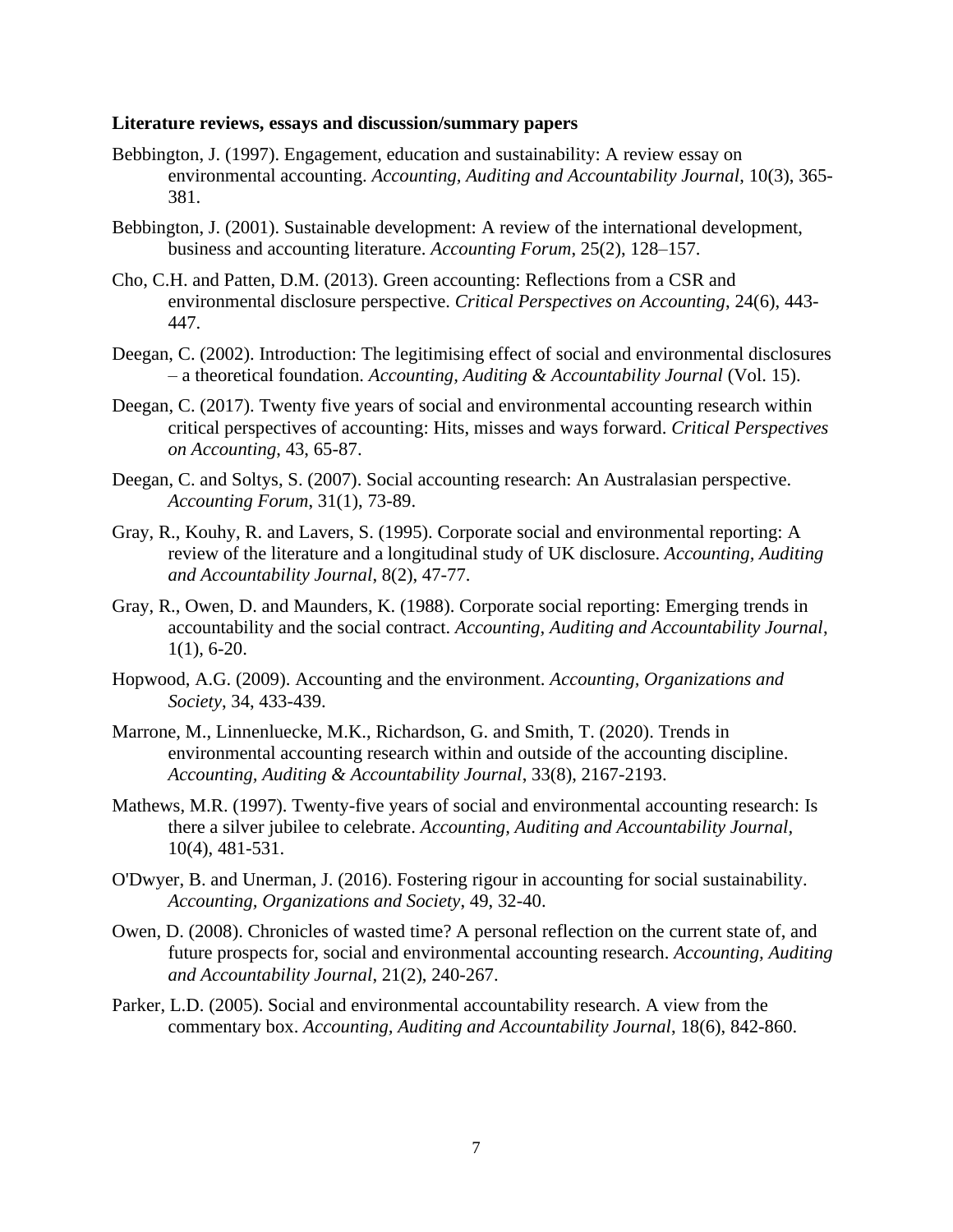**Literature reviews, essays and discussion/summary papers**

Bebbington, J. (1997). Engagement, education and sustainability: A review essay on environmental accounting. *Accounting, Auditing and Accountability Journal*, 10(3), 365-381.

Bebbington, J. (2001). Sustainable development: A review of the international development, business and accounting literature. *Accounting Forum*, 25(2), 128–157.

Cho, C.H. and Patten, D.M. (2013). Green accounting: Reflections from a CSR and environmental disclosure perspective. *Critical Perspectives on Accounting*, 24(6), 443-447.

Deegan, C. (2002). Introduction: The legitimising effect of social and environmental disclosures – a theoretical foundation. *Accounting, Auditing & Accountability Journal* (Vol. 15).

Deegan, C. (2017). Twenty five years of social and environmental accounting research within critical perspectives of accounting: Hits, misses and ways forward. *Critical Perspectives on Accounting*, 43, 65-87.

Deegan, C. and Soltys, S. (2007). Social accounting research: An Australasian perspective. *Accounting Forum*, 31(1), 73-89.

Gray, R., Kouhy, R. and Lavers, S. (1995). Corporate social and environmental reporting: A review of the literature and a longitudinal study of UK disclosure. *Accounting, Auditing and Accountability Journal*, 8(2), 47-77.

Gray, R., Owen, D. and Maunders, K. (1988). Corporate social reporting: Emerging trends in accountability and the social contract. *Accounting, Auditing and Accountability Journal*, 1(1), 6-20.

Hopwood, A.G. (2009). Accounting and the environment. *Accounting, Organizations and Society*, 34, 433-439.

Marrone, M., Linnenluecke, M.K., Richardson, G. and Smith, T. (2020). Trends in environmental accounting research within and outside of the accounting discipline. *Accounting, Auditing & Accountability Journal*, 33(8), 2167-2193.

Mathews, M.R. (1997). Twenty-five years of social and environmental accounting research: Is there a silver jubilee to celebrate. *Accounting, Auditing and Accountability Journal*, 10(4), 481-531.

O'Dwyer, B. and Unerman, J. (2016). Fostering rigour in accounting for social sustainability. *Accounting, Organizations and Society*, 49, 32-40.

Owen, D. (2008). Chronicles of wasted time? A personal reflection on the current state of, and future prospects for, social and environmental accounting research. *Accounting, Auditing and Accountability Journal*, 21(2), 240-267.

Parker, L.D. (2005). Social and environmental accountability research. A view from the commentary box. *Accounting, Auditing and Accountability Journal*, 18(6), 842-860.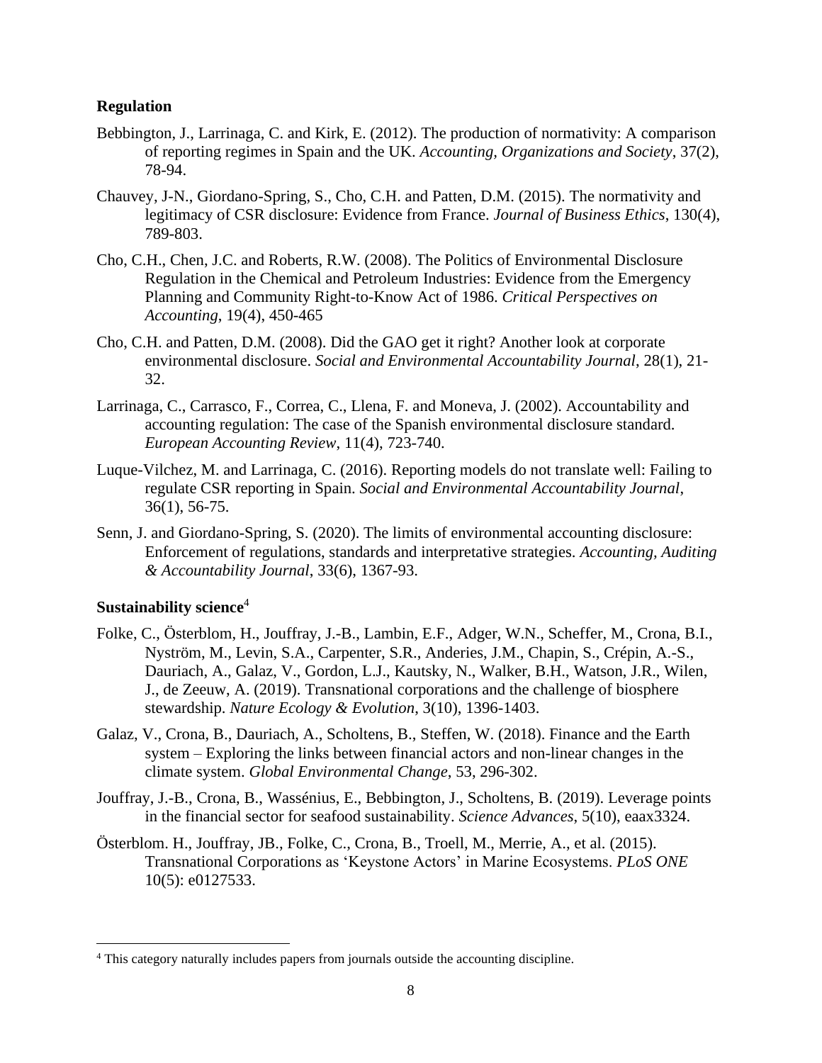**Regulation**

Bebbington, J., Larrinaga, C. and Kirk, E. (2012). The production of normativity: A comparison of reporting regimes in Spain and the UK. *Accounting, Organizations and Society*, 37(2), 78-94.

Chauvey, J-N., Giordano-Spring, S., Cho, C.H. and Patten, D.M. (2015). The normativity and legitimacy of CSR disclosure: Evidence from France. *Journal of Business Ethics*, 130(4), 789-803.

Cho, C.H., Chen, J.C. and Roberts, R.W. (2008). The Politics of Environmental Disclosure Regulation in the Chemical and Petroleum Industries: Evidence from the Emergency Planning and Community Right-to-Know Act of 1986. *Critical Perspectives on Accounting*, 19(4), 450-465

Cho, C.H. and Patten, D.M. (2008). Did the GAO get it right? Another look at corporate environmental disclosure. *Social and Environmental Accountability Journal*, 28(1), 21-32.

Larrinaga, C., Carrasco, F., Correa, C., Llena, F. and Moneva, J. (2002). Accountability and accounting regulation: The case of the Spanish environmental disclosure standard. *European Accounting Review*, 11(4), 723-740.

Luque-Vilchez, M. and Larrinaga, C. (2016). Reporting models do not translate well: Failing to regulate CSR reporting in Spain. *Social and Environmental Accountability Journal*, 36(1), 56-75.

Senn, J. and Giordano-Spring, S. (2020). The limits of environmental accounting disclosure: Enforcement of regulations, standards and interpretative strategies. *Accounting, Auditing & Accountability Journal*, 33(6), 1367-93.

**Sustainability science**[4]

Folke, C., Österblom, H., Jouffray, J.-B., Lambin, E.F., Adger, W.N., Scheffer, M., Crona, B.I., Nyström, M., Levin, S.A., Carpenter, S.R., Anderies, J.M., Chapin, S., Crépin, A.-S., Dauriach, A., Galaz, V., Gordon, L.J., Kautsky, N., Walker, B.H., Watson, J.R., Wilen, J., de Zeeuw, A. (2019). Transnational corporations and the challenge of biosphere stewardship. *Nature Ecology & Evolution*, 3(10), 1396-1403.

Galaz, V., Crona, B., Dauriach, A., Scholtens, B., Steffen, W. (2018). Finance and the Earth system – Exploring the links between financial actors and non-linear changes in the climate system. *Global Environmental Change*, 53, 296-302.

Jouffray, J.-B., Crona, B., Wassénius, E., Bebbington, J., Scholtens, B. (2019). Leverage points in the financial sector for seafood sustainability. *Science Advances*, 5(10), eaax3324.

Österblom. H., Jouffray, JB., Folke, C., Crona, B., Troell, M., Merrie, A., et al. (2015). Transnational Corporations as 'Keystone Actors' in Marine Ecosystems. *PLoS ONE* 10(5): e0127533.

---

[4] This category naturally includes papers from journals outside the accounting discipline.